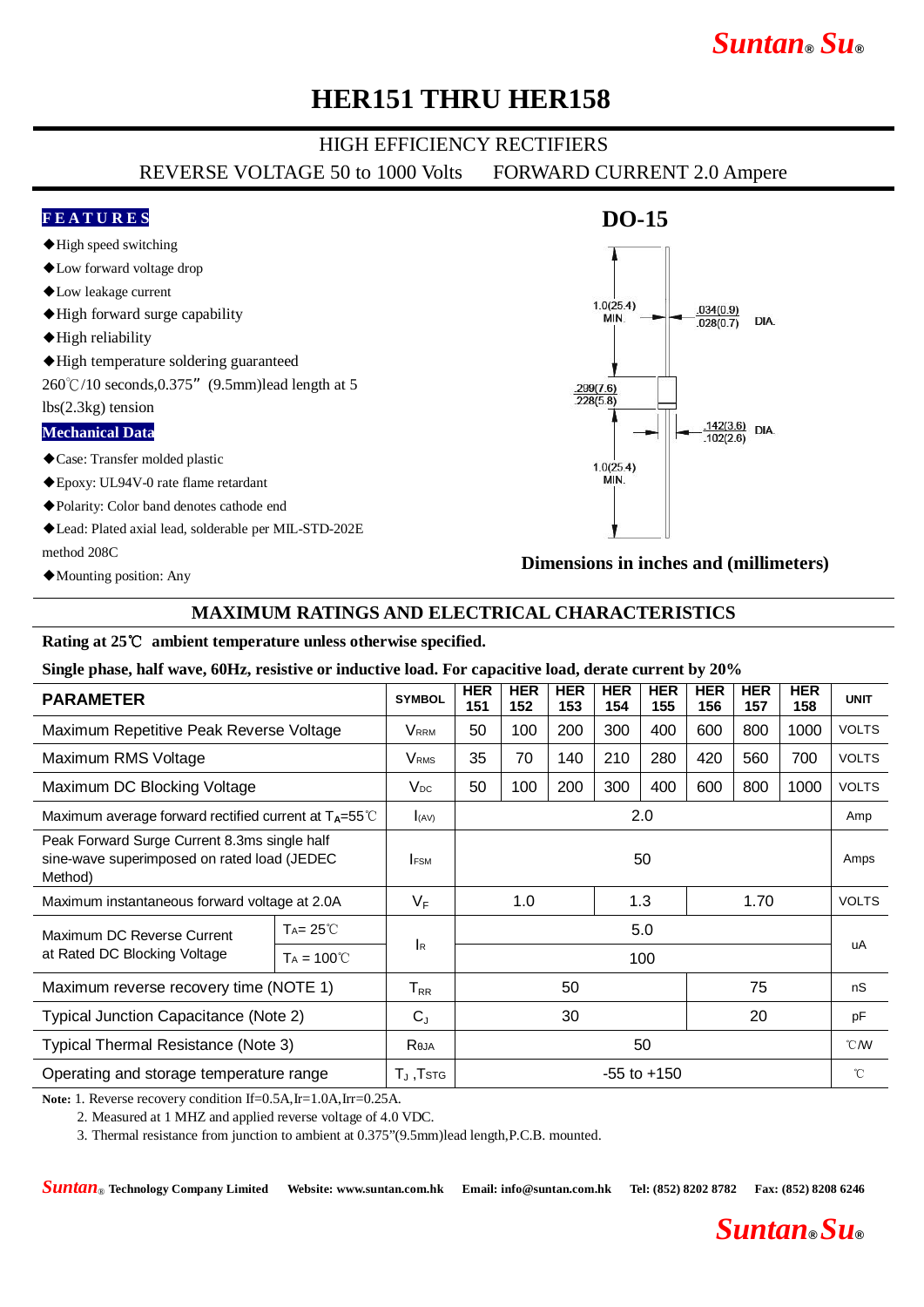# HER151 THRU HER158

HIGH EFFICIENCY RECTIFIERS

REVERSE VOLTAGE 50 to 1000 Volts FORWARD CURRENT 2.0 Ampere

**FEATURES**

- ◆High speed switching
- ◆Low forward voltage drop
- ◆Low leakage current
- ◆High forward surge capability
- ◆High reliability
- ◆High temperature soldering guaranteed 260℃/10 seconds,0.375″ (9.5mm)lead length at 5 lbs(2.3kg) tension

**Mechanical Data**

- ◆Case: Transfer molded plastic
- ◆Epoxy: UL94V-0 rate flame retardant
- ◆Polarity: Color band denotes cathode end
- ◆Lead: Plated axial lead, solderable per MIL-STD-202E method 208C
- ◆Mounting position: Any

**DO-15**

1.0(25.4) MIN.

.034(0.9) .028(0.7) DIA.

.299(7.6) .228(5.8)

.142(3.6) .102(2.6) DIA.

1.0(25.4) MIN.

**Dimensions in inches and (millimeters)**

## MAXIMUM RATINGS AND ELECTRICAL CHARACTERISTICS

**Rating at 25℃ ambient temperature unless otherwise specified.**

**Single phase, half wave, 60Hz, resistive or inductive load. For capacitive load, derate current by 20%**

| PARAMETER | | SYMBOL | HER 151 | HER 152 | HER 153 | HER 154 | HER 155 | HER 156 | HER 157 | HER 158 | UNIT |
|---|---|---|---|---|---|---|---|---|---|---|---|
| Maximum Repetitive Peak Reverse Voltage | | $V_{RRM}$ | 50 | 100 | 200 | 300 | 400 | 600 | 800 | 1000 | VOLTS |
| Maximum RMS Voltage | | $V_{RMS}$ | 35 | 70 | 140 | 210 | 280 | 420 | 560 | 700 | VOLTS |
| Maximum DC Blocking Voltage | | $V_{DC}$ | 50 | 100 | 200 | 300 | 400 | 600 | 800 | 1000 | VOLTS |
| Maximum average forward rectified current at $T_A$=55℃ | | $I_{(AV)}$ | 2.0 | | | | | | | | Amp |
| Peak Forward Surge Current 8.3ms single half sine-wave superimposed on rated load (JEDEC Method) | | $I_{FSM}$ | 50 | | | | | | | | Amps |
| Maximum instantaneous forward voltage at 2.0A | | $V_F$ | 1.0 | | | 1.3 | | 1.70 | | | VOLTS |
| Maximum DC Reverse Current at Rated DC Blocking Voltage | $T_A$= 25℃ | $I_R$ | 5.0 | | | | | | | | uA |
| | $T_A$ = 100℃ | | 100 | | | | | | | | |
| Maximum reverse recovery time (NOTE 1) | | $T_{RR}$ | 50 | | | | | 75 | | | nS |
| Typical Junction Capacitance (Note 2) | | $C_J$ | 30 | | | | | 20 | | | pF |
| Typical Thermal Resistance (Note 3) | | $R_{\theta JA}$ | 50 | | | | | | | | ℃/W |
| Operating and storage temperature range | | $T_J$ ,$T_{STG}$ | -55 to +150 | | | | | | | | ℃ |

**Note:** 1. Reverse recovery condition If=0.5A,Ir=1.0A,Irr=0.25A.

2. Measured at 1 MHZ and applied reverse voltage of 4.0 VDC.

3. Thermal resistance from junction to ambient at 0.375"(9.5mm)lead length,P.C.B. mounted.

Suntan® Technology Company Limited Website: www.suntan.com.hk Email: info@suntan.com.hk Tel: (852) 8202 8782 Fax: (852) 8208 6246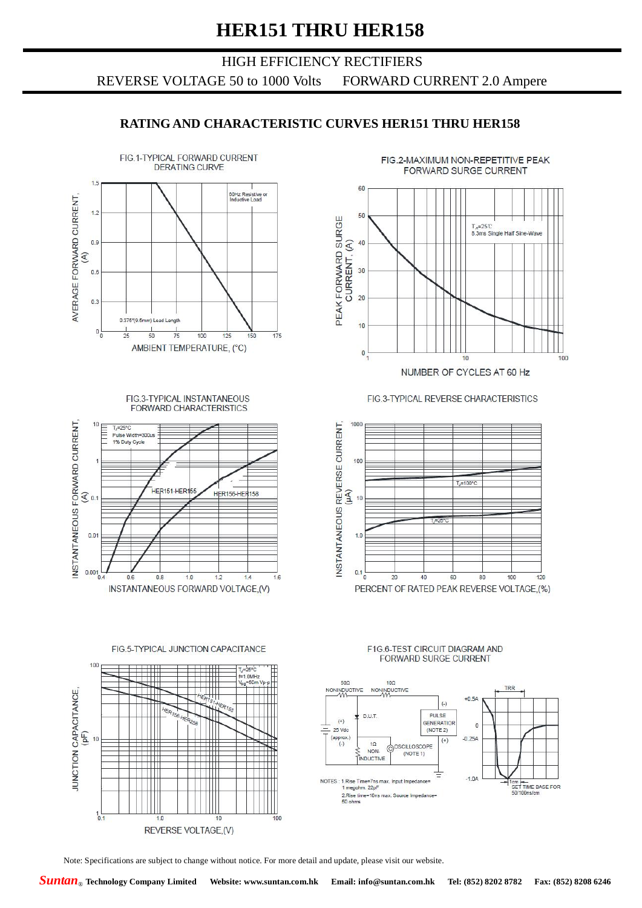# HER151 THRU HER158

HIGH EFFICIENCY RECTIFIERS

REVERSE VOLTAGE 50 to 1000 Volts FORWARD CURRENT 2.0 Ampere

## RATING AND CHARACTERISTIC CURVES HER151 THRU HER158

FIG.1-TYPICAL FORWARD CURRENT DERATING CURVE

AVERAGE FORWARD CURRENT, (A)

60Hz Resistive or Inductive Load

0.375"(9.5mm) Lead Length

1.5
1.2
0.9
0.6
0.3
0

0 25 50 75 100 125 150 175

AMBIENT TEMPERATURE, (°C)

FIG.2-MAXIMUM NON-REPETITIVE PEAK FORWARD SURGE CURRENT

PEAK FORWARD SURGE CURRENT, (A)

$T_A$=25℃
8.3ms Single Half Sine-Wave

60
50
40
30
20
10
0

1 10 100

NUMBER OF CYCLES AT 60 Hz

FIG.3-TYPICAL INSTANTANEOUS FORWARD CHARACTERISTICS

INSTANTANEOUS FORWARD CURRENT, (A)

$T_J$=25°C
Pulse Width=300us
1% Duty Cycle

HER151-HER155
HER156-HER158

10
1
0.1
0.01
0.001

0.4 0.6 0.8 1.0 1.2 1.4 1.6

INSTANTANEOUS FORWARD VOLTAGE,(V)

FIG.3-TYPICAL REVERSE CHARACTERISTICS

INSTANTANEOUS REVERSE CURRENT, (μA)

$T_J$=100°C
$T_J$=25°C

1000
100
10
1.0
0.1

0 20 40 60 80 100 120

PERCENT OF RATED PEAK REVERSE VOLTAGE,(%)

FIG.5-TYPICAL JUNCTION CAPACITANCE

JUNCTION CAPACITANCE, (pF)

$T_J$=25°C
f=1.0MHz
$V_{sig}$=50m Vp-p

HER151-HER155
HER156-HER258

100
10
1

0.1 1.0 10 100

REVERSE VOLTAGE,(V)

F1G.6-TEST CIRCUIT DIAGRAM AND FORWARD SURGE CURRENT

50Ω NONINDUCTIVE
10Ω NONINDUCTIVE
D.U.T.
(+) 25 Vdc (approx.) (-)
1Ω NON-INDUCTIVE
PULSE GENERATOR (NOTE 2)
OSCILLOSCOPE (NOTE 1)
(-)
(+)

TRR
+0.5A
0
-0.25A
-1.0A
1cm
SET TIME BASE FOR 50/100ns/cm

NOTES : 1.Rise Time=7ns max. Input Impedance= 1 megohm. 22pF
2.Rise time=10ns max. Source Impedance= 50 ohms

Note: Specifications are subject to change without notice. For more detail and update, please visit our website.

*Suntan*® Technology Company Limited Website: www.suntan.com.hk Email: info@suntan.com.hk Tel: (852) 8202 8782 Fax: (852) 8208 6246